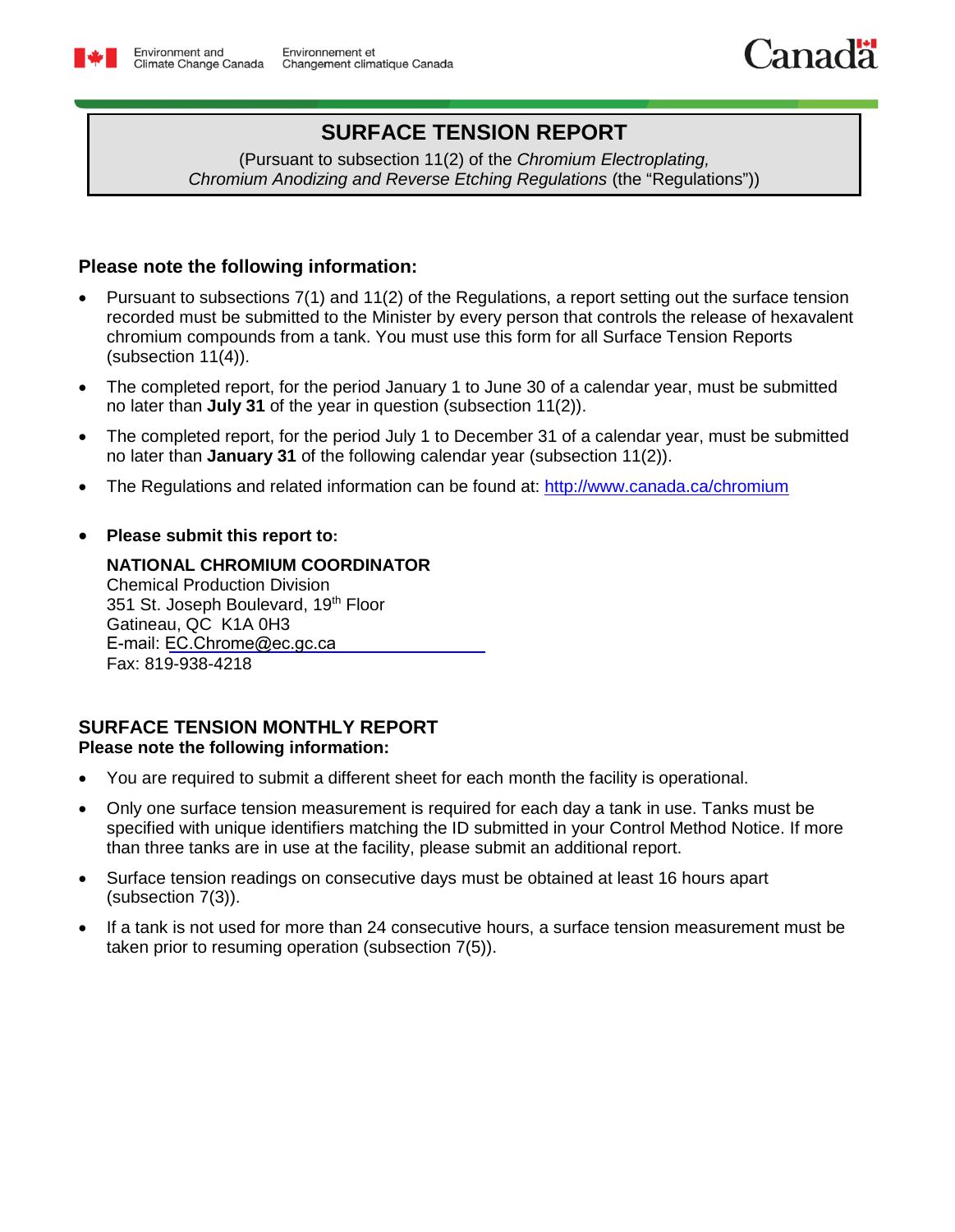Environment and Climate Change Canada / Environnement et Changement climatique Canada

# SURFACE TENSION REPORT

(Pursuant to subsection 11(2) of the *Chromium Electroplating, Chromium Anodizing and Reverse Etching Regulations* (the "Regulations"))

## Please note the following information:

- Pursuant to subsections 7(1) and 11(2) of the Regulations, a report setting out the surface tension recorded must be submitted to the Minister by every person that controls the release of hexavalent chromium compounds from a tank. You must use this form for all Surface Tension Reports (subsection 11(4)).
- The completed report, for the period January 1 to June 30 of a calendar year, must be submitted no later than **July 31** of the year in question (subsection 11(2)).
- The completed report, for the period July 1 to December 31 of a calendar year, must be submitted no later than **January 31** of the following calendar year (subsection 11(2)).
- The Regulations and related information can be found at: http://www.canada.ca/chromium
- **Please submit this report to:**

  **NATIONAL CHROMIUM COORDINATOR**
  Chemical Production Division
  351 St. Joseph Boulevard, 19th Floor
  Gatineau, QC  K1A 0H3
  E-mail: EC.Chrome@ec.gc.ca
  Fax: 819-938-4218

## SURFACE TENSION MONTHLY REPORT

**Please note the following information:**

- You are required to submit a different sheet for each month the facility is operational.
- Only one surface tension measurement is required for each day a tank in use. Tanks must be specified with unique identifiers matching the ID submitted in your Control Method Notice. If more than three tanks are in use at the facility, please submit an additional report.
- Surface tension readings on consecutive days must be obtained at least 16 hours apart (subsection 7(3)).
- If a tank is not used for more than 24 consecutive hours, a surface tension measurement must be taken prior to resuming operation (subsection 7(5)).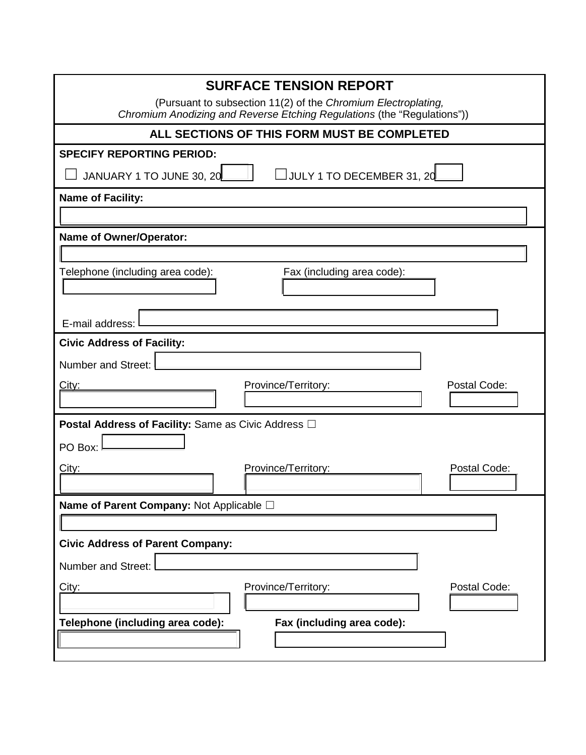# SURFACE TENSION REPORT

(Pursuant to subsection 11(2) of the *Chromium Electroplating, Chromium Anodizing and Reverse Etching Regulations* (the "Regulations"))

**ALL SECTIONS OF THIS FORM MUST BE COMPLETED**

**SPECIFY REPORTING PERIOD:**

☐ JANUARY 1 TO JUNE 30, 20____ ☐ JULY 1 TO DECEMBER 31, 20____

**Name of Facility:**

______________________________

**Name of Owner/Operator:**

______________________________

Telephone (including area code): ____________ Fax (including area code): ____________

E-mail address: ____________

**Civic Address of Facility:**

Number and Street: ____________

City: ____________ Province/Territory: ____________ Postal Code: ____________

**Postal Address of Facility:** Same as Civic Address ☐

PO Box: ____________

City: ____________ Province/Territory: ____________ Postal Code: ____________

**Name of Parent Company:** Not Applicable ☐

______________________________

**Civic Address of Parent Company:**

Number and Street: ____________

City: ____________ Province/Territory: ____________ Postal Code: ____________

**Telephone (including area code):** ____________ **Fax (including area code):** ____________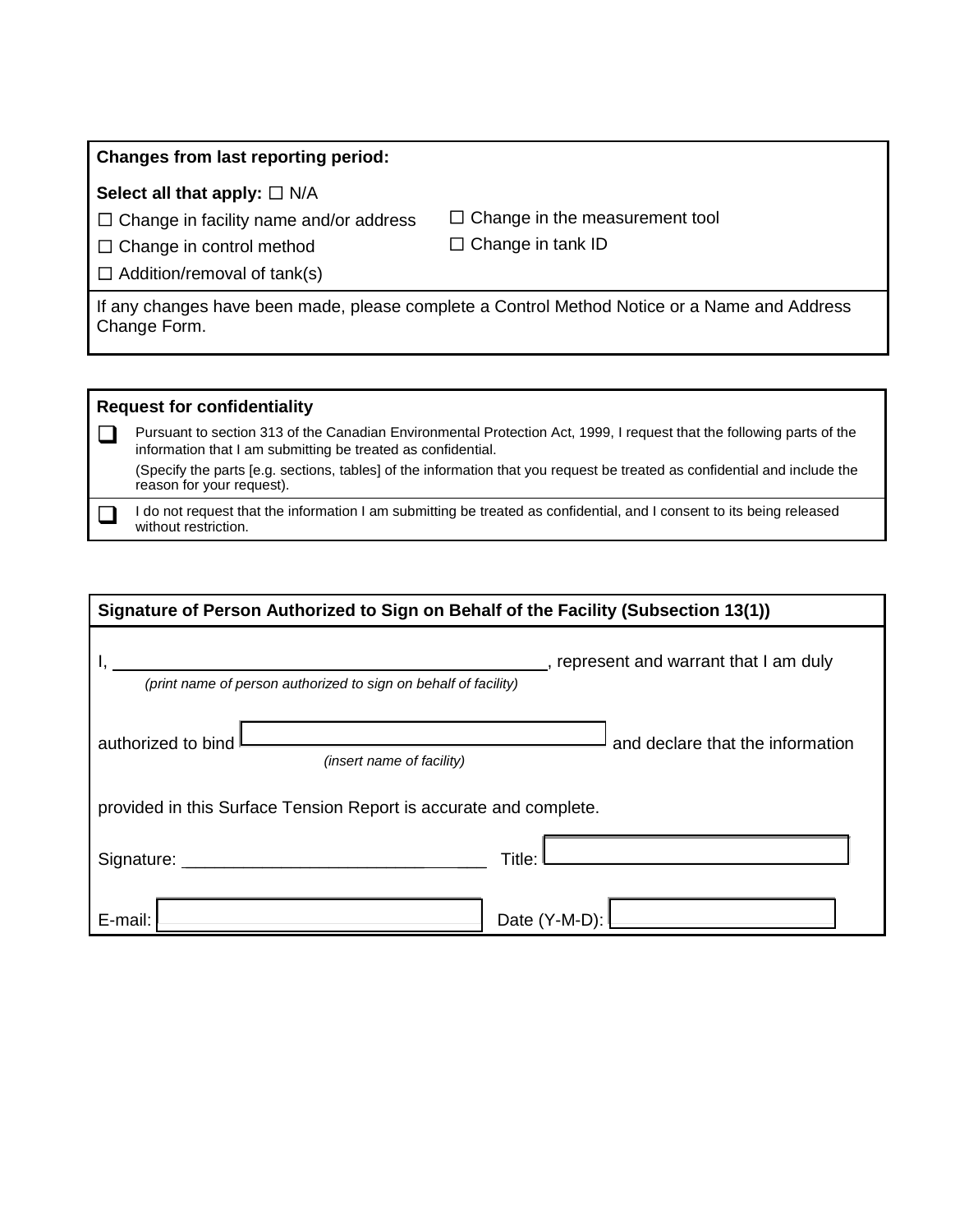**Changes from last reporting period:**

**Select all that apply:** ☐ N/A

☐ Change in facility name and/or address

☐ Change in control method

☐ Addition/removal of tank(s)

☐ Change in the measurement tool

☐ Change in tank ID

If any changes have been made, please complete a Control Method Notice or a Name and Address Change Form.

**Request for confidentiality**

☐ Pursuant to section 313 of the Canadian Environmental Protection Act, 1999, I request that the following parts of the information that I am submitting be treated as confidential.

(Specify the parts [e.g. sections, tables] of the information that you request be treated as confidential and include the reason for your request).

☐ I do not request that the information I am submitting be treated as confidential, and I consent to its being released without restriction.

**Signature of Person Authorized to Sign on Behalf of the Facility (Subsection 13(1))**

I, ______________________________, represent and warrant that I am duly
*(print name of person authorized to sign on behalf of facility)*

authorized to bind ______________________________ and declare that the information
*(insert name of facility)*

provided in this Surface Tension Report is accurate and complete.

Signature: ______________________________ Title: ______________________________

E-mail: ______________________________ Date (Y-M-D): ______________________________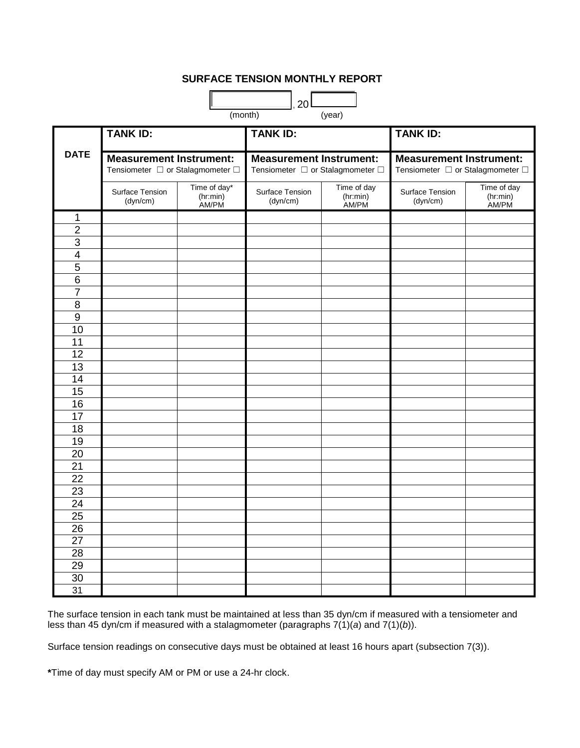# SURFACE TENSION MONTHLY REPORT

\_\_\_\_\_\_\_\_\_\_, 20\_\_\_\_
(month) (year)

| DATE | TANK ID: | | TANK ID: | | TANK ID: | |
|---|---|---|---|---|---|---|
| | **Measurement Instrument:** Tensiometer ☐ or Stalagmometer ☐ | | **Measurement Instrument:** Tensiometer ☐ or Stalagmometer ☐ | | **Measurement Instrument:** Tensiometer ☐ or Stalagmometer ☐ | |
| | Surface Tension (dyn/cm) | Time of day* (hr:min) AM/PM | Surface Tension (dyn/cm) | Time of day (hr:min) AM/PM | Surface Tension (dyn/cm) | Time of day (hr:min) AM/PM |
| 1 | | | | | | |
| 2 | | | | | | |
| 3 | | | | | | |
| 4 | | | | | | |
| 5 | | | | | | |
| 6 | | | | | | |
| 7 | | | | | | |
| 8 | | | | | | |
| 9 | | | | | | |
| 10 | | | | | | |
| 11 | | | | | | |
| 12 | | | | | | |
| 13 | | | | | | |
| 14 | | | | | | |
| 15 | | | | | | |
| 16 | | | | | | |
| 17 | | | | | | |
| 18 | | | | | | |
| 19 | | | | | | |
| 20 | | | | | | |
| 21 | | | | | | |
| 22 | | | | | | |
| 23 | | | | | | |
| 24 | | | | | | |
| 25 | | | | | | |
| 26 | | | | | | |
| 27 | | | | | | |
| 28 | | | | | | |
| 29 | | | | | | |
| 30 | | | | | | |
| 31 | | | | | | |

The surface tension in each tank must be maintained at less than 35 dyn/cm if measured with a tensiometer and less than 45 dyn/cm if measured with a stalagmometer (paragraphs 7(1)(*a*) and 7(1)(*b*)).

Surface tension readings on consecutive days must be obtained at least 16 hours apart (subsection 7(3)).

**\***Time of day must specify AM or PM or use a 24-hr clock.